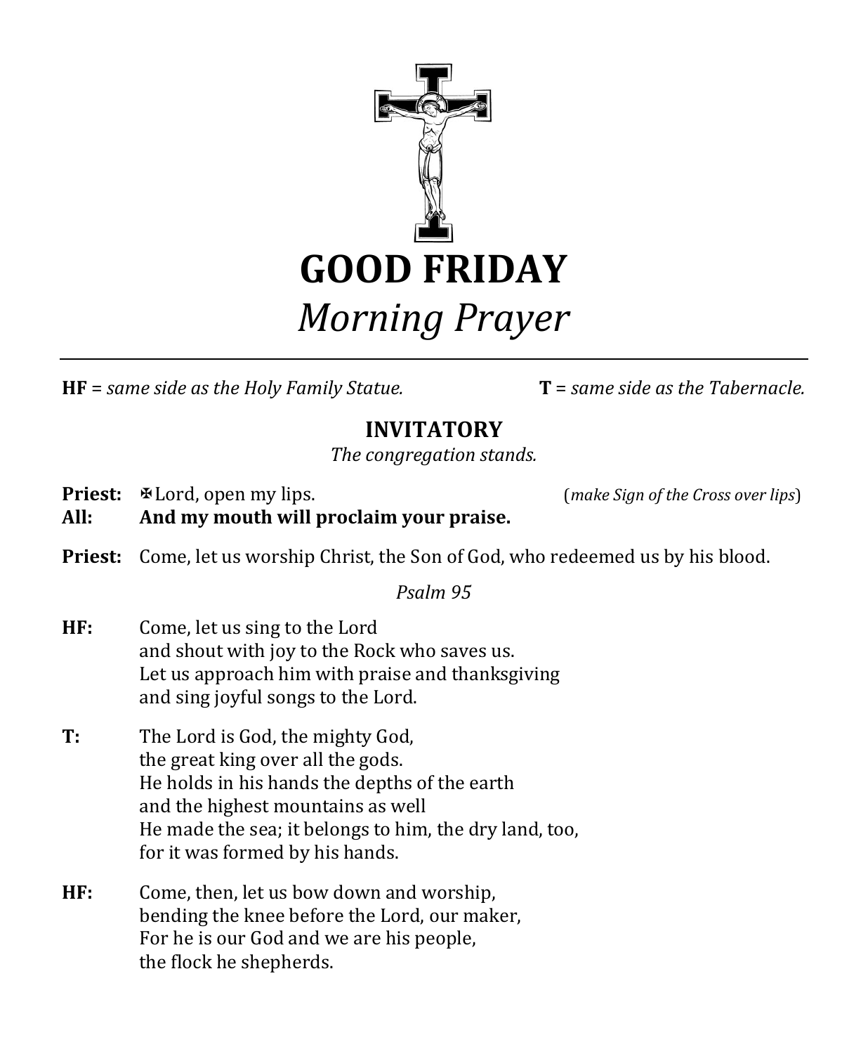# GOOD FRIDAY

## *Morning Prayer*

---

**HF** = *same side as the Holy Family Statue.* **T** = *same side as the Tabernacle.*

### INVITATORY

*The congregation stands.*

**Priest:** ✠Lord, open my lips. (*make Sign of the Cross over lips*)
**All:** **And my mouth will proclaim your praise.**

**Priest:** Come, let us worship Christ, the Son of God, who redeemed us by his blood.

*Psalm 95*

**HF:** Come, let us sing to the Lord
and shout with joy to the Rock who saves us.
Let us approach him with praise and thanksgiving
and sing joyful songs to the Lord.

**T:** The Lord is God, the mighty God,
the great king over all the gods.
He holds in his hands the depths of the earth
and the highest mountains as well
He made the sea; it belongs to him, the dry land, too,
for it was formed by his hands.

**HF:** Come, then, let us bow down and worship,
bending the knee before the Lord, our maker,
For he is our God and we are his people,
the flock he shepherds.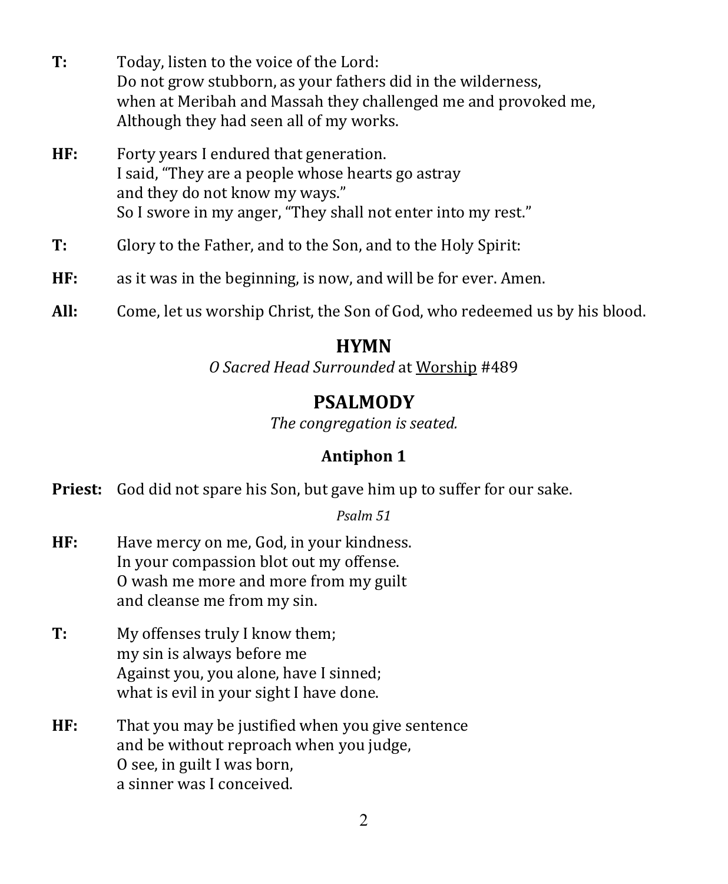**T:** Today, listen to the voice of the Lord:
Do not grow stubborn, as your fathers did in the wilderness,
when at Meribah and Massah they challenged me and provoked me,
Although they had seen all of my works.

**HF:** Forty years I endured that generation.
I said, "They are a people whose hearts go astray
and they do not know my ways."
So I swore in my anger, "They shall not enter into my rest."

**T:** Glory to the Father, and to the Son, and to the Holy Spirit:

**HF:** as it was in the beginning, is now, and will be for ever. Amen.

**All:** Come, let us worship Christ, the Son of God, who redeemed us by his blood.

## HYMN

*O Sacred Head Surrounded* at Worship #489

## PSALMODY

*The congregation is seated.*

### Antiphon 1

**Priest:** God did not spare his Son, but gave him up to suffer for our sake.

*Psalm 51*

**HF:** Have mercy on me, God, in your kindness.
In your compassion blot out my offense.
O wash me more and more from my guilt
and cleanse me from my sin.

**T:** My offenses truly I know them;
my sin is always before me
Against you, you alone, have I sinned;
what is evil in your sight I have done.

**HF:** That you may be justified when you give sentence
and be without reproach when you judge,
O see, in guilt I was born,
a sinner was I conceived.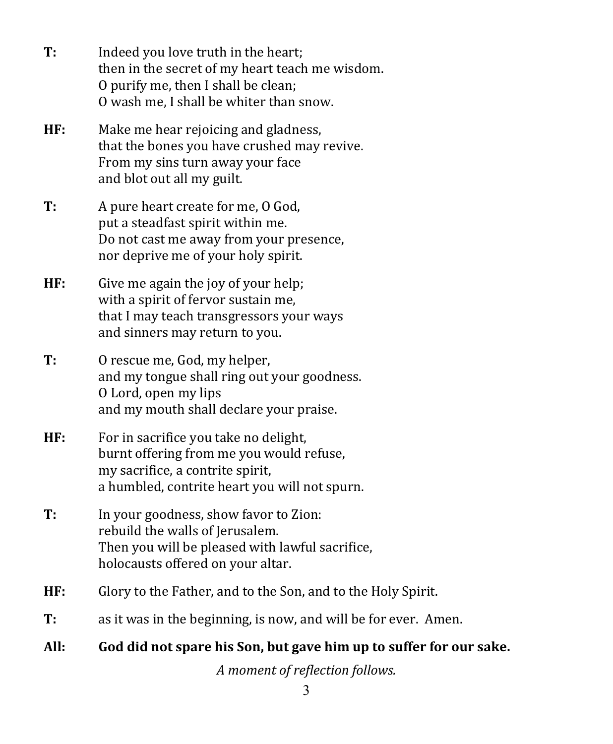**T:** Indeed you love truth in the heart;
then in the secret of my heart teach me wisdom.
O purify me, then I shall be clean;
O wash me, I shall be whiter than snow.

**HF:** Make me hear rejoicing and gladness,
that the bones you have crushed may revive.
From my sins turn away your face
and blot out all my guilt.

**T:** A pure heart create for me, O God,
put a steadfast spirit within me.
Do not cast me away from your presence,
nor deprive me of your holy spirit.

**HF:** Give me again the joy of your help;
with a spirit of fervor sustain me,
that I may teach transgressors your ways
and sinners may return to you.

**T:** O rescue me, God, my helper,
and my tongue shall ring out your goodness.
O Lord, open my lips
and my mouth shall declare your praise.

**HF:** For in sacrifice you take no delight,
burnt offering from me you would refuse,
my sacrifice, a contrite spirit,
a humbled, contrite heart you will not spurn.

**T:** In your goodness, show favor to Zion:
rebuild the walls of Jerusalem.
Then you will be pleased with lawful sacrifice,
holocausts offered on your altar.

**HF:** Glory to the Father, and to the Son, and to the Holy Spirit.

**T:** as it was in the beginning, is now, and will be for ever. Amen.

**All: God did not spare his Son, but gave him up to suffer for our sake.**

*A moment of reflection follows.*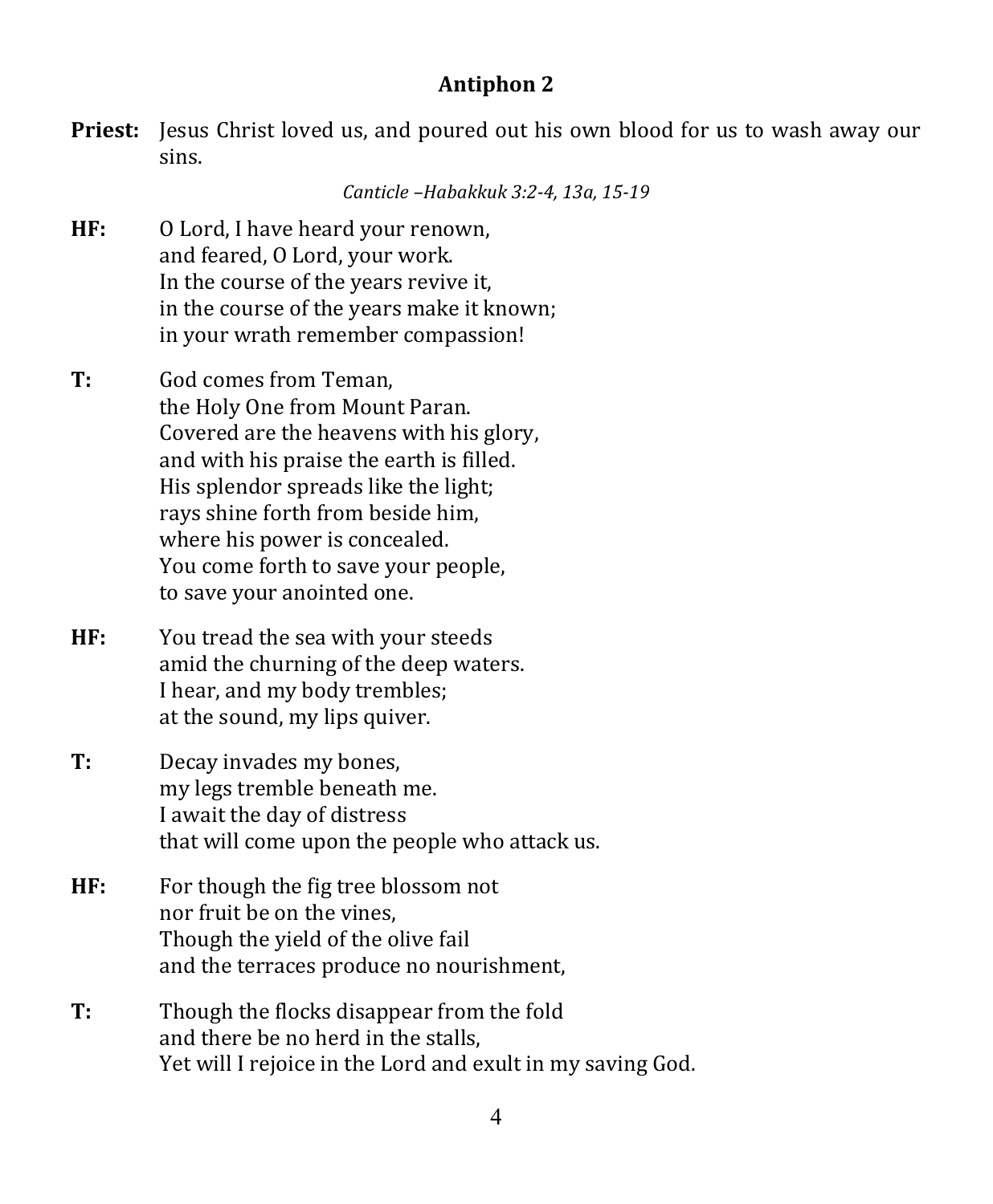## Antiphon 2

**Priest:** Jesus Christ loved us, and poured out his own blood for us to wash away our sins.

*Canticle –Habakkuk 3:2-4, 13a, 15-19*

**HF:** O Lord, I have heard your renown,
and feared, O Lord, your work.
In the course of the years revive it,
in the course of the years make it known;
in your wrath remember compassion!

**T:** God comes from Teman,
the Holy One from Mount Paran.
Covered are the heavens with his glory,
and with his praise the earth is filled.
His splendor spreads like the light;
rays shine forth from beside him,
where his power is concealed.
You come forth to save your people,
to save your anointed one.

**HF:** You tread the sea with your steeds
amid the churning of the deep waters.
I hear, and my body trembles;
at the sound, my lips quiver.

**T:** Decay invades my bones,
my legs tremble beneath me.
I await the day of distress
that will come upon the people who attack us.

**HF:** For though the fig tree blossom not
nor fruit be on the vines,
Though the yield of the olive fail
and the terraces produce no nourishment,

**T:** Though the flocks disappear from the fold
and there be no herd in the stalls,
Yet will I rejoice in the Lord and exult in my saving God.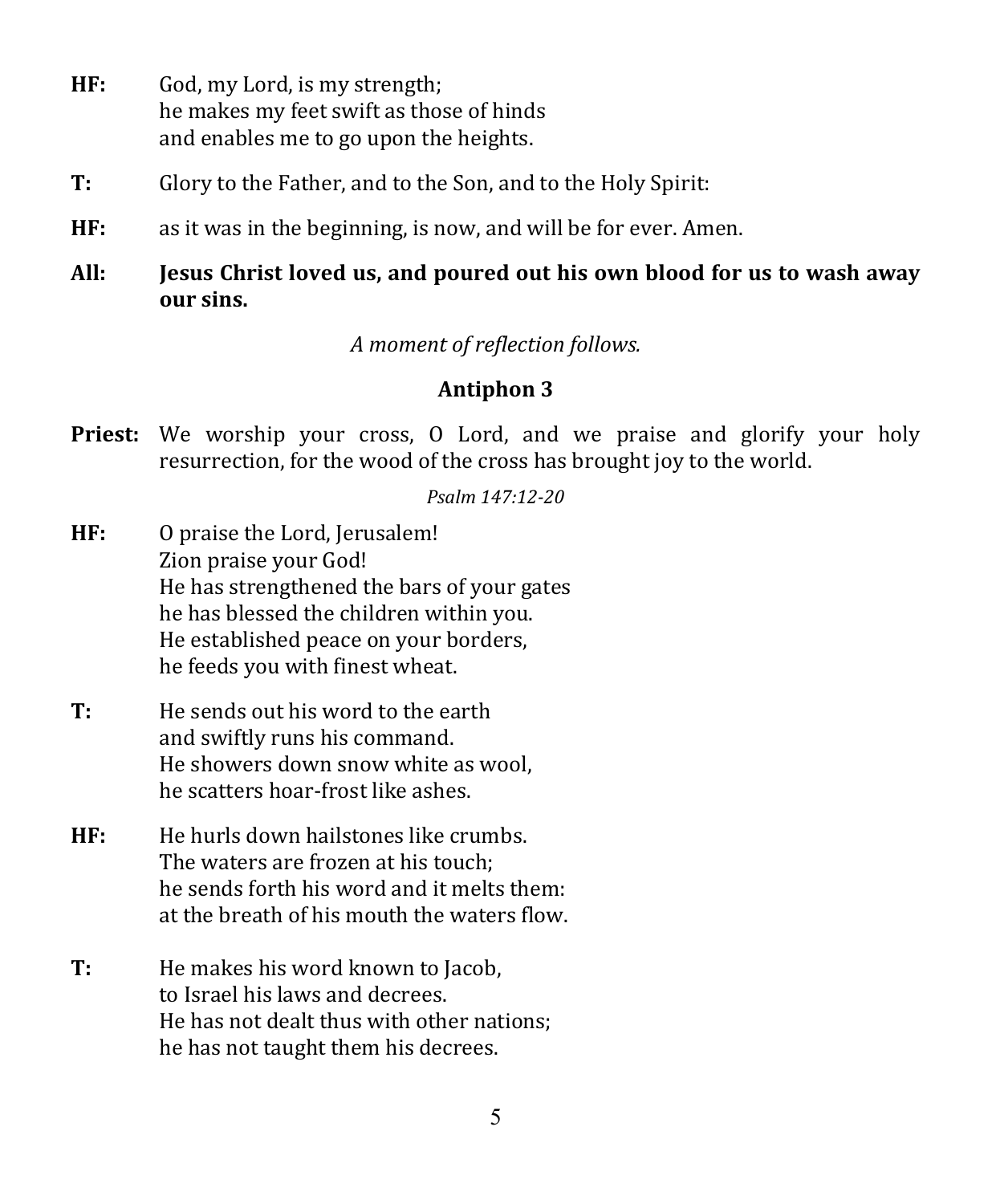**HF:** God, my Lord, is my strength;
he makes my feet swift as those of hinds
and enables me to go upon the heights.

**T:** Glory to the Father, and to the Son, and to the Holy Spirit:

**HF:** as it was in the beginning, is now, and will be for ever. Amen.

**All:** **Jesus Christ loved us, and poured out his own blood for us to wash away our sins.**

*A moment of reflection follows.*

## Antiphon 3

**Priest:** We worship your cross, O Lord, and we praise and glorify your holy resurrection, for the wood of the cross has brought joy to the world.

*Psalm 147:12-20*

**HF:** O praise the Lord, Jerusalem!
Zion praise your God!
He has strengthened the bars of your gates
he has blessed the children within you.
He established peace on your borders,
he feeds you with finest wheat.

**T:** He sends out his word to the earth
and swiftly runs his command.
He showers down snow white as wool,
he scatters hoar-frost like ashes.

**HF:** He hurls down hailstones like crumbs.
The waters are frozen at his touch;
he sends forth his word and it melts them:
at the breath of his mouth the waters flow.

**T:** He makes his word known to Jacob,
to Israel his laws and decrees.
He has not dealt thus with other nations;
he has not taught them his decrees.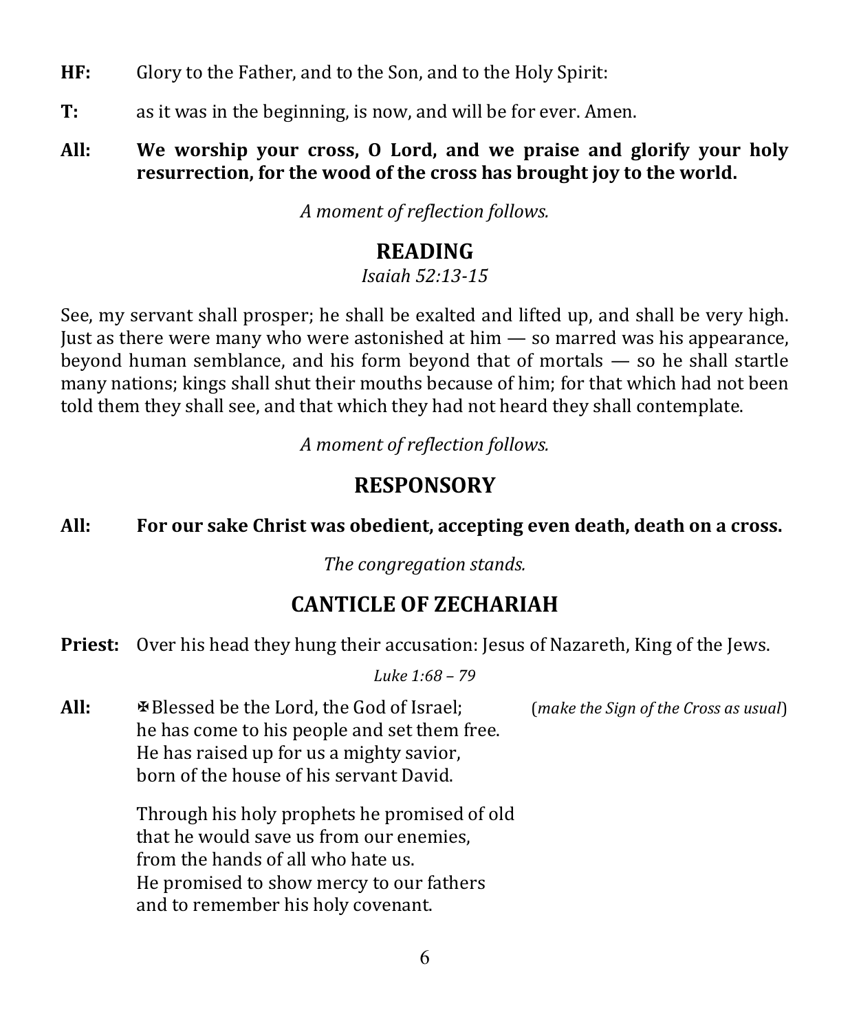**HF:** Glory to the Father, and to the Son, and to the Holy Spirit:

**T:** as it was in the beginning, is now, and will be for ever. Amen.

**All:** **We worship your cross, O Lord, and we praise and glorify your holy resurrection, for the wood of the cross has brought joy to the world.**

*A moment of reflection follows.*

## READING

*Isaiah 52:13-15*

See, my servant shall prosper; he shall be exalted and lifted up, and shall be very high. Just as there were many who were astonished at him — so marred was his appearance, beyond human semblance, and his form beyond that of mortals — so he shall startle many nations; kings shall shut their mouths because of him; for that which had not been told them they shall see, and that which they had not heard they shall contemplate.

*A moment of reflection follows.*

## RESPONSORY

**All:** **For our sake Christ was obedient, accepting even death, death on a cross.**

*The congregation stands.*

## CANTICLE OF ZECHARIAH

**Priest:** Over his head they hung their accusation: Jesus of Nazareth, King of the Jews.

*Luke 1:68 – 79*

**All:** ✠Blessed be the Lord, the God of Israel; (*make the Sign of the Cross as usual*)
he has come to his people and set them free.
He has raised up for us a mighty savior,
born of the house of his servant David.

Through his holy prophets he promised of old
that he would save us from our enemies,
from the hands of all who hate us.
He promised to show mercy to our fathers
and to remember his holy covenant.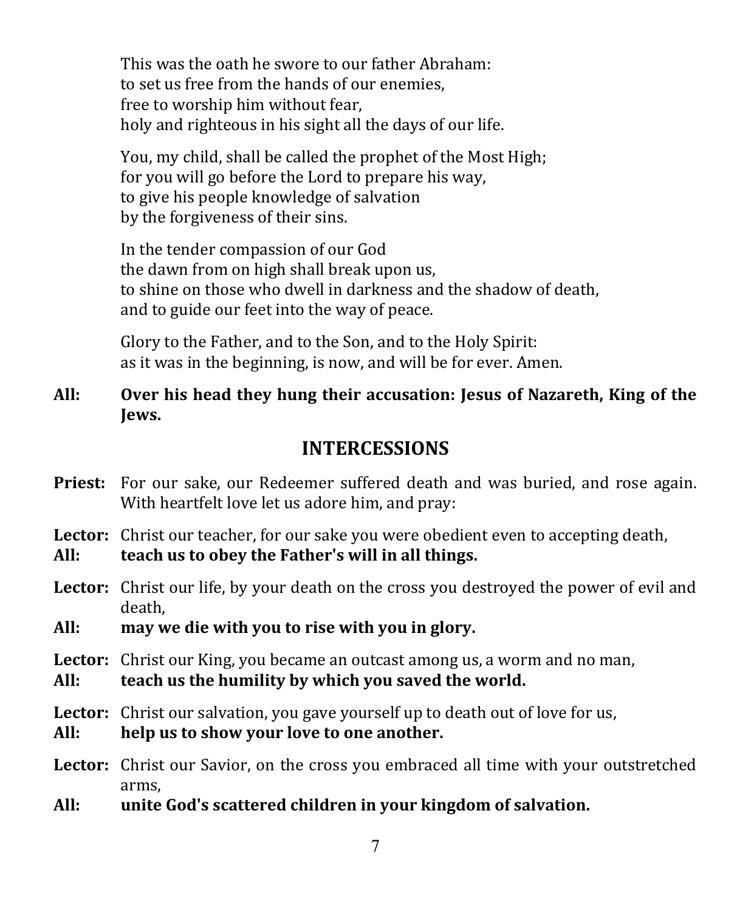This was the oath he swore to our father Abraham:
to set us free from the hands of our enemies,
free to worship him without fear,
holy and righteous in his sight all the days of our life.

You, my child, shall be called the prophet of the Most High;
for you will go before the Lord to prepare his way,
to give his people knowledge of salvation
by the forgiveness of their sins.

In the tender compassion of our God
the dawn from on high shall break upon us,
to shine on those who dwell in darkness and the shadow of death,
and to guide our feet into the way of peace.

Glory to the Father, and to the Son, and to the Holy Spirit:
as it was in the beginning, is now, and will be for ever. Amen.

**All:** **Over his head they hung their accusation: Jesus of Nazareth, King of the Jews.**

## INTERCESSIONS

**Priest:** For our sake, our Redeemer suffered death and was buried, and rose again. With heartfelt love let us adore him, and pray:

**Lector:** Christ our teacher, for our sake you were obedient even to accepting death,
**All:** **teach us to obey the Father's will in all things.**

**Lector:** Christ our life, by your death on the cross you destroyed the power of evil and death,
**All:** **may we die with you to rise with you in glory.**

**Lector:** Christ our King, you became an outcast among us, a worm and no man,
**All:** **teach us the humility by which you saved the world.**

**Lector:** Christ our salvation, you gave yourself up to death out of love for us,
**All:** **help us to show your love to one another.**

**Lector:** Christ our Savior, on the cross you embraced all time with your outstretched arms,
**All:** **unite God's scattered children in your kingdom of salvation.**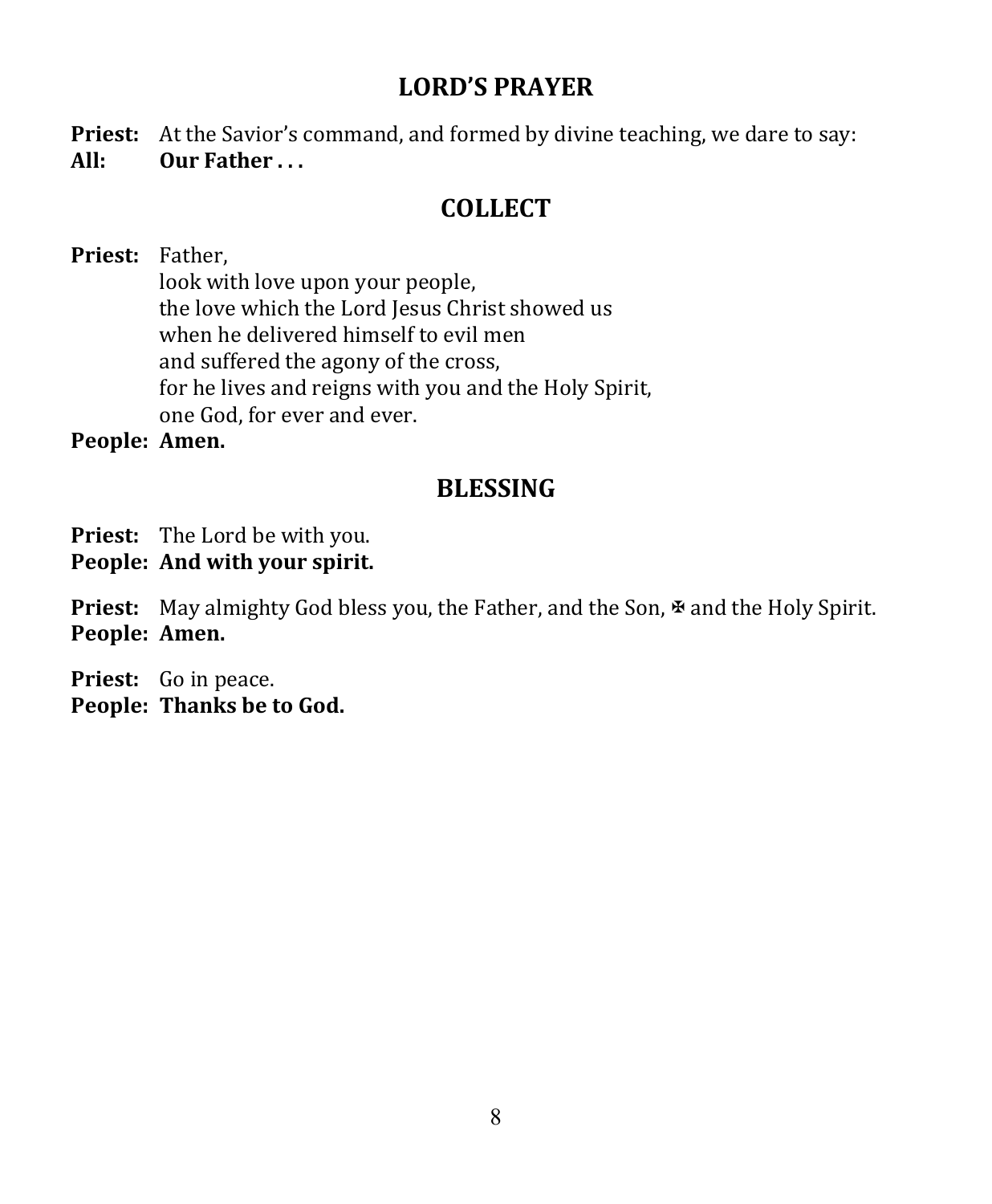## LORD'S PRAYER

**Priest:** At the Savior's command, and formed by divine teaching, we dare to say:
**All:** **Our Father . . .**

## COLLECT

**Priest:** Father,
look with love upon your people,
the love which the Lord Jesus Christ showed us
when he delivered himself to evil men
and suffered the agony of the cross,
for he lives and reigns with you and the Holy Spirit,
one God, for ever and ever.
**People:** **Amen.**

## BLESSING

**Priest:** The Lord be with you.
**People:** **And with your spirit.**

**Priest:** May almighty God bless you, the Father, and the Son, ✠ and the Holy Spirit.
**People:** **Amen.**

**Priest:** Go in peace.
**People:** **Thanks be to God.**